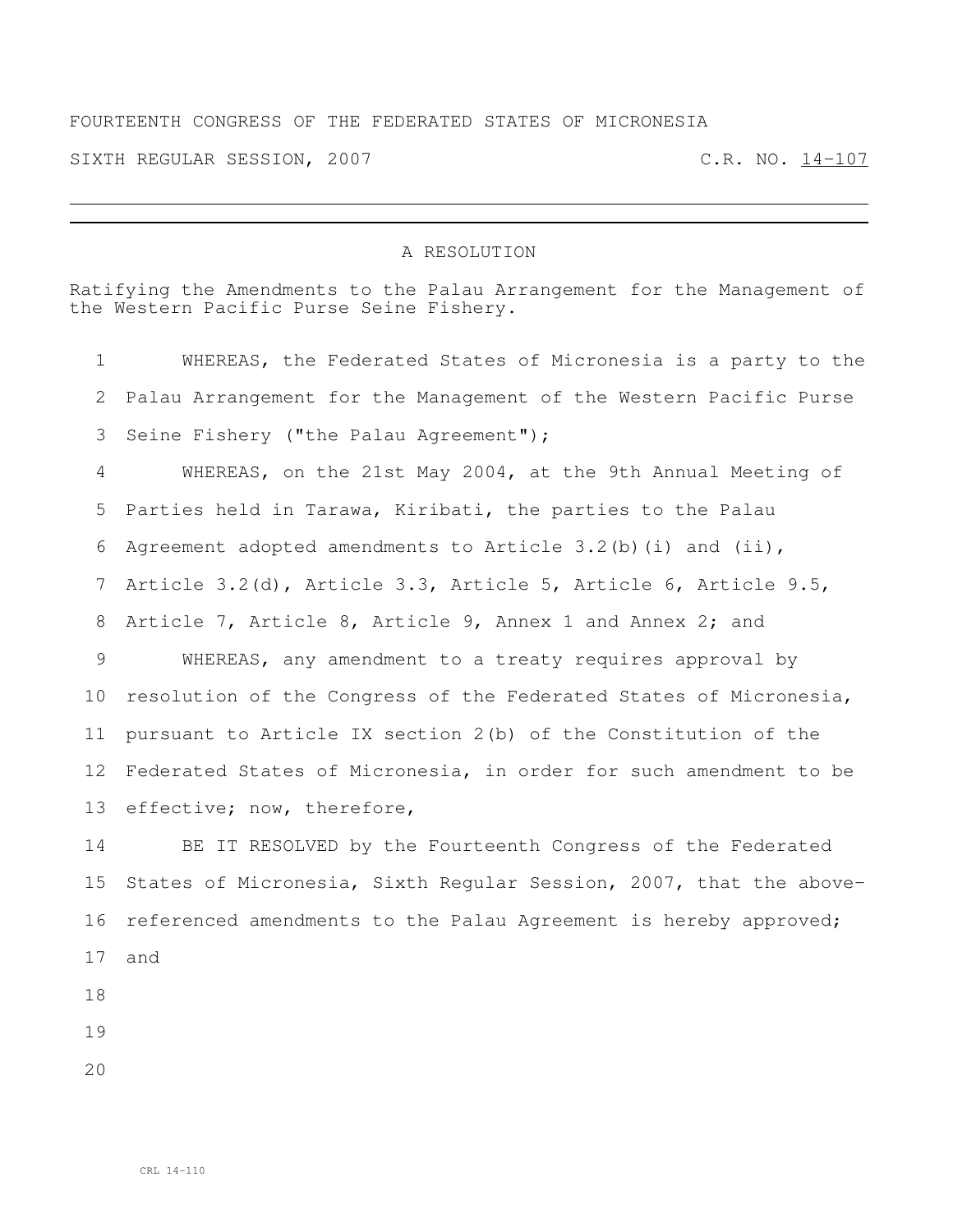FOURTEENTH CONGRESS OF THE FEDERATED STATES OF MICRONESIA

SIXTH REGULAR SESSION, 2007 C.R. NO. 14-107

---

# A RESOLUTION

Ratifying the Amendments to the Palau Arrangement for the Management of the Western Pacific Purse Seine Fishery.

WHEREAS, the Federated States of Micronesia is a party to the Palau Arrangement for the Management of the Western Pacific Purse Seine Fishery ("the Palau Agreement");

WHEREAS, on the 21st May 2004, at the 9th Annual Meeting of Parties held in Tarawa, Kiribati, the parties to the Palau Agreement adopted amendments to Article 3.2(b)(i) and (ii), Article 3.2(d), Article 3.3, Article 5, Article 6, Article 9.5, Article 7, Article 8, Article 9, Annex 1 and Annex 2; and

WHEREAS, any amendment to a treaty requires approval by resolution of the Congress of the Federated States of Micronesia, pursuant to Article IX section 2(b) of the Constitution of the Federated States of Micronesia, in order for such amendment to be effective; now, therefore,

BE IT RESOLVED by the Fourteenth Congress of the Federated States of Micronesia, Sixth Regular Session, 2007, that the above-referenced amendments to the Palau Agreement is hereby approved; and

CRL 14-110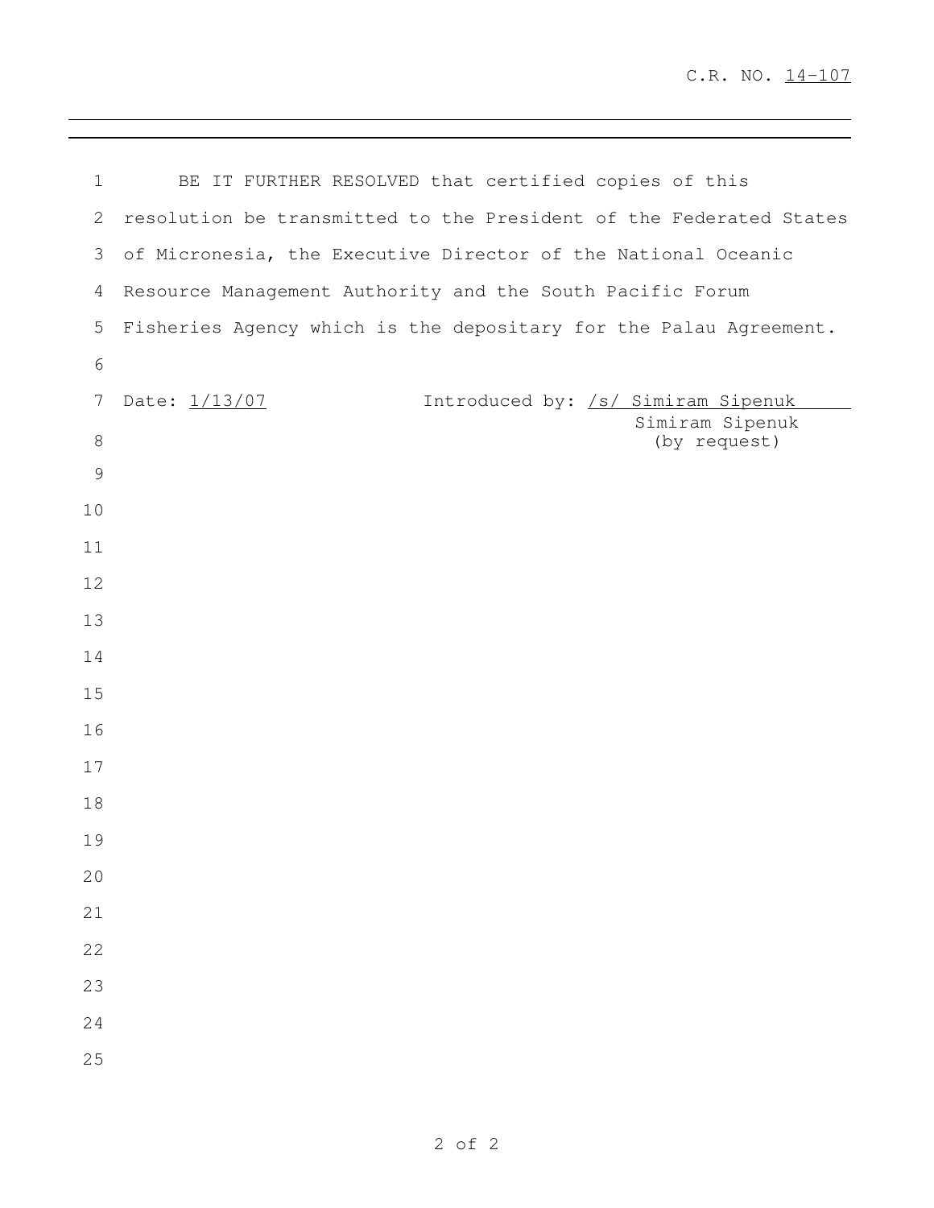BE IT FURTHER RESOLVED that certified copies of this resolution be transmitted to the President of the Federated States of Micronesia, the Executive Director of the National Oceanic Resource Management Authority and the South Pacific Forum Fisheries Agency which is the depositary for the Palau Agreement.

Date: 1/13/07

Introduced by: /s/ Simiram Sipenuk
Simiram Sipenuk
(by request)